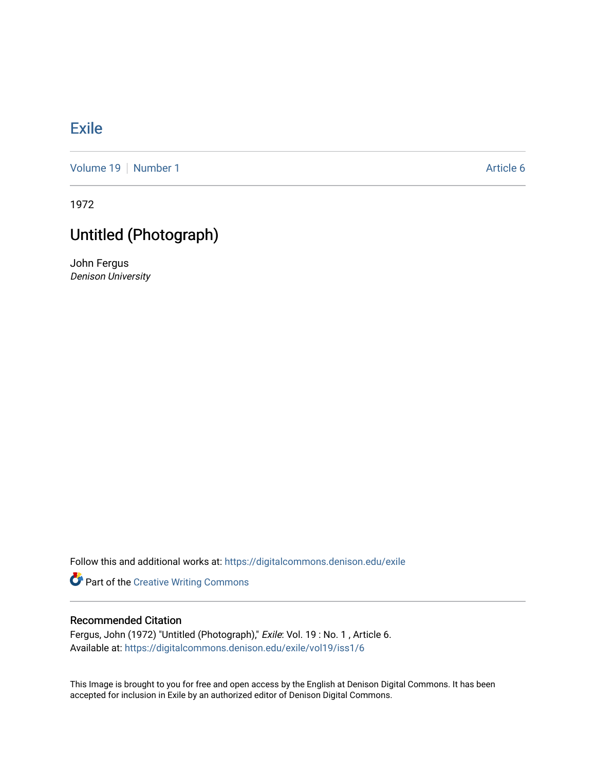# Exile

Volume 19 | Number 1 Article 6

1972

## Untitled (Photograph)

John Fergus
*Denison University*

Follow this and additional works at: https://digitalcommons.denison.edu/exile

Part of the Creative Writing Commons

### Recommended Citation

Fergus, John (1972) "Untitled (Photograph)," *Exile*: Vol. 19 : No. 1 , Article 6.
Available at: https://digitalcommons.denison.edu/exile/vol19/iss1/6

This Image is brought to you for free and open access by the English at Denison Digital Commons. It has been accepted for inclusion in Exile by an authorized editor of Denison Digital Commons.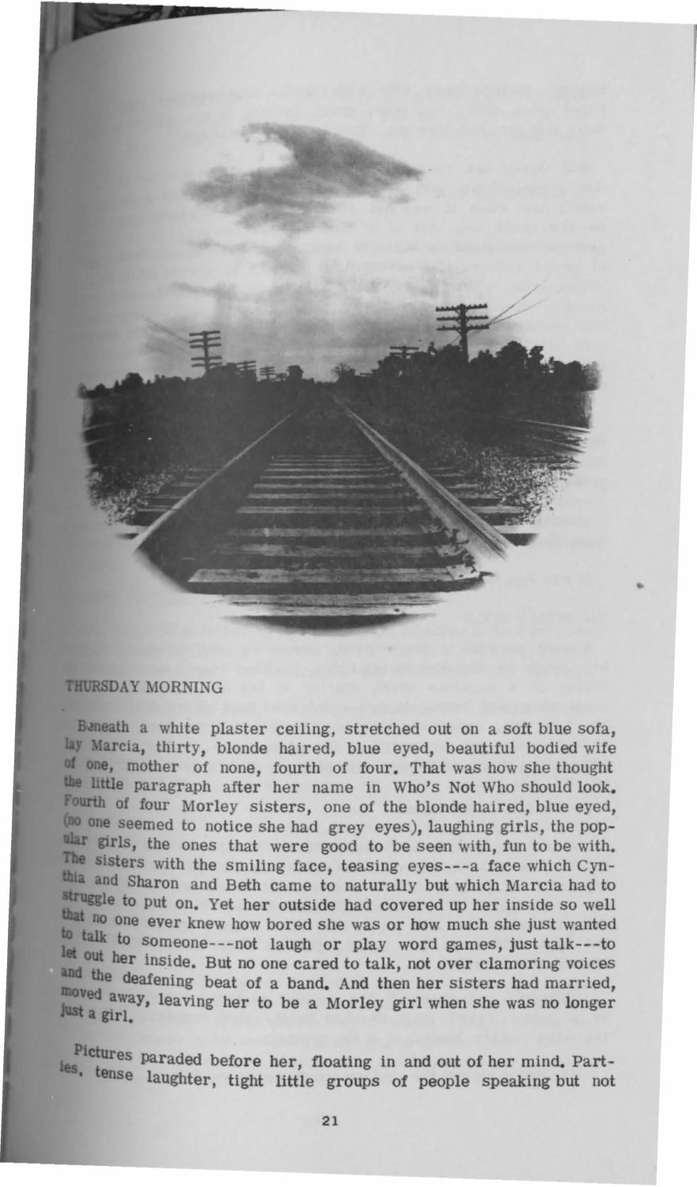THURSDAY MORNING

Beneath a white plaster ceiling, stretched out on a soft blue sofa, lay Marcia, thirty, blonde haired, blue eyed, beautiful bodied wife of one, mother of none, fourth of four. That was how she thought the little paragraph after her name in Who's Not Who should look. Fourth of four Morley sisters, one of the blonde haired, blue eyed, (no one seemed to notice she had grey eyes), laughing girls, the popular girls, the ones that were good to be seen with, fun to be with. The sisters with the smiling face, teasing eyes---a face which Cynthia and Sharon and Beth came to naturally but which Marcia had to struggle to put on. Yet her outside had covered up her inside so well that no one ever knew how bored she was or how much she just wanted to talk to someone---not laugh or play word games, just talk---to let out her inside. But no one cared to talk, not over clamoring voices and the deafening beat of a band. And then her sisters had married, moved away, leaving her to be a Morley girl when she was no longer just a girl.

Pictures paraded before her, floating in and out of her mind. Parties, tense laughter, tight little groups of people speaking but not